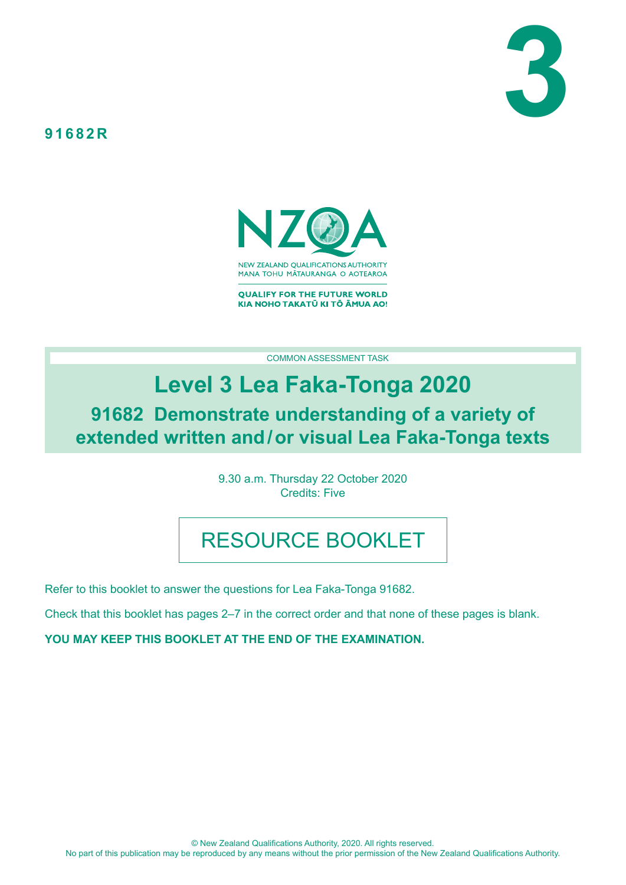# 3

**91682R**

NEW ZEALAND QUALIFICATIONS AUTHORITY
MANA TOHU MĀTAURANGA O AOTEAROA

QUALIFY FOR THE FUTURE WORLD
KIA NOHO TAKATŪ KI TŌ ĀMUA AO!

COMMON ASSESSMENT TASK

# Level 3 Lea Faka-Tonga 2020

## 91682 Demonstrate understanding of a variety of extended written and / or visual Lea Faka-Tonga texts

9.30 a.m. Thursday 22 October 2020
Credits: Five

## RESOURCE BOOKLET

Refer to this booklet to answer the questions for Lea Faka-Tonga 91682.

Check that this booklet has pages 2–7 in the correct order and that none of these pages is blank.

**YOU MAY KEEP THIS BOOKLET AT THE END OF THE EXAMINATION.**

© New Zealand Qualifications Authority, 2020. All rights reserved.
No part of this publication may be reproduced by any means without the prior permission of the New Zealand Qualifications Authority.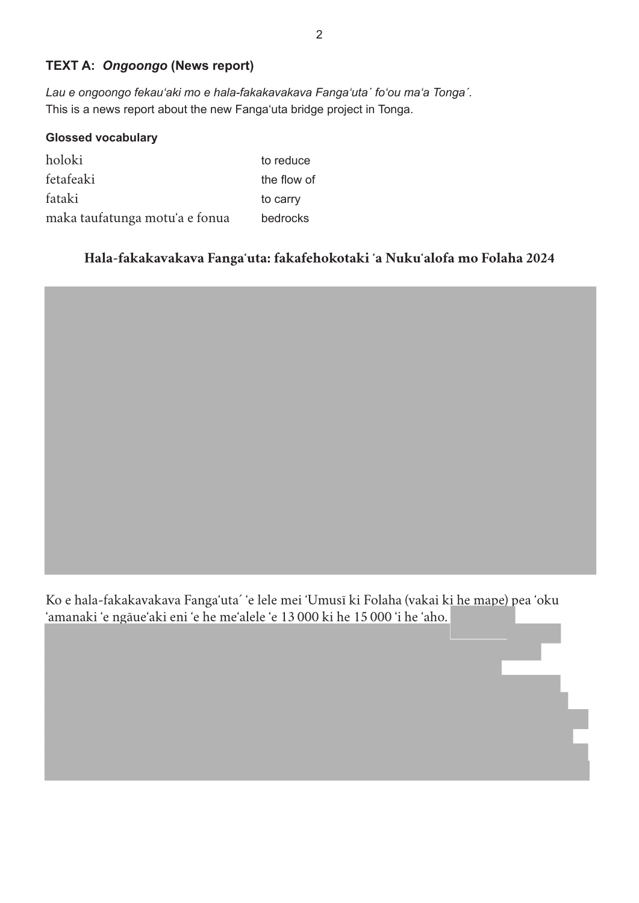## TEXT A: *Ongoongo* (News report)

*Lau e ongoongo fekauʻaki mo e hala-fakakavakava Fangaʻutaˊ foʻou maʻa Tongaˊ.*
This is a news report about the new Fangaʻuta bridge project in Tonga.

**Glossed vocabulary**

| | |
|---|---|
| holoki | to reduce |
| fetafeaki | the flow of |
| fataki | to carry |
| maka taufatunga motuʻa e fonua | bedrocks |

### Hala-fakakavakava Fangaʻuta: fakafehokotaki ʻa Nukuʻalofa mo Folaha 2024

Ko e hala-fakakavakava Fangaʻutaˊ ʻe lele mei ʻUmusī ki Folaha (vakai ki he mape) pea ʻoku ʻamanaki ʻe ngāueʻaki eni ʻe he meʻalele ʻe 13 000 ki he 15 000 ʻi he ʻaho.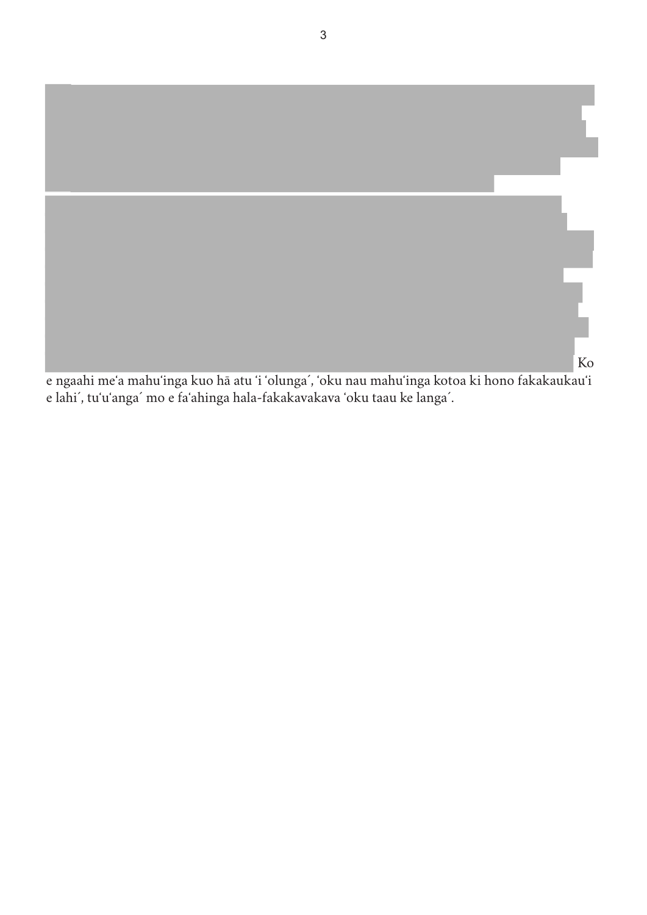Ko e ngaahi meʻa mahuʻinga kuo hā atu ʻi ʻolunga´, ʻoku nau mahuʻinga kotoa ki hono fakakaukauʻi e lahi´, tuʻuʻanga´ mo e faʻahinga hala-fakakavakava ʻoku taau ke langa´.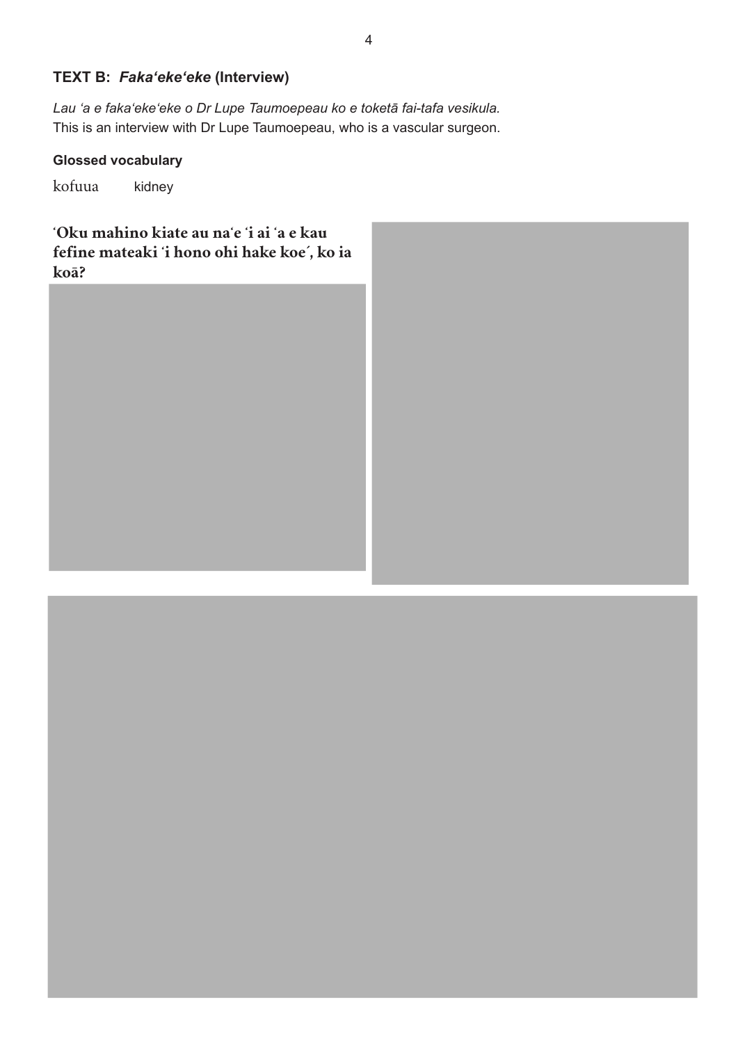## TEXT B: *Faka‘eke‘eke* (Interview)

*Lau ‘a e faka‘eke‘eke o Dr Lupe Taumoepeau ko e toketā fai-tafa vesikula.*
This is an interview with Dr Lupe Taumoepeau, who is a vascular surgeon.

**Glossed vocabulary**

kofuua   kidney

**ʻOku mahino kiate au naʻe ʻi ai ʻa e kau fefine mateaki ʻi hono ohi hake koe´, ko ia koā?**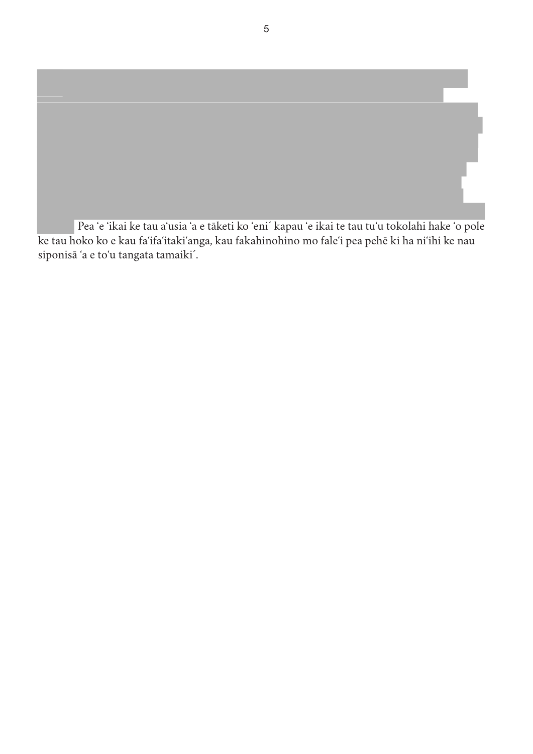Pea ʻe ʻikai ke tau aʻusia ʻa e tāketi ko ʻeni´ kapau ʻe ikai te tau tuʻu tokolahi hake ʻo pole ke tau hoko ko e kau faʻifaʻitakiʻanga, kau fakahinohino mo faleʻi pea pehē ki ha niʻihi ke nau siponisā ʻa e toʻu tangata tamaiki´.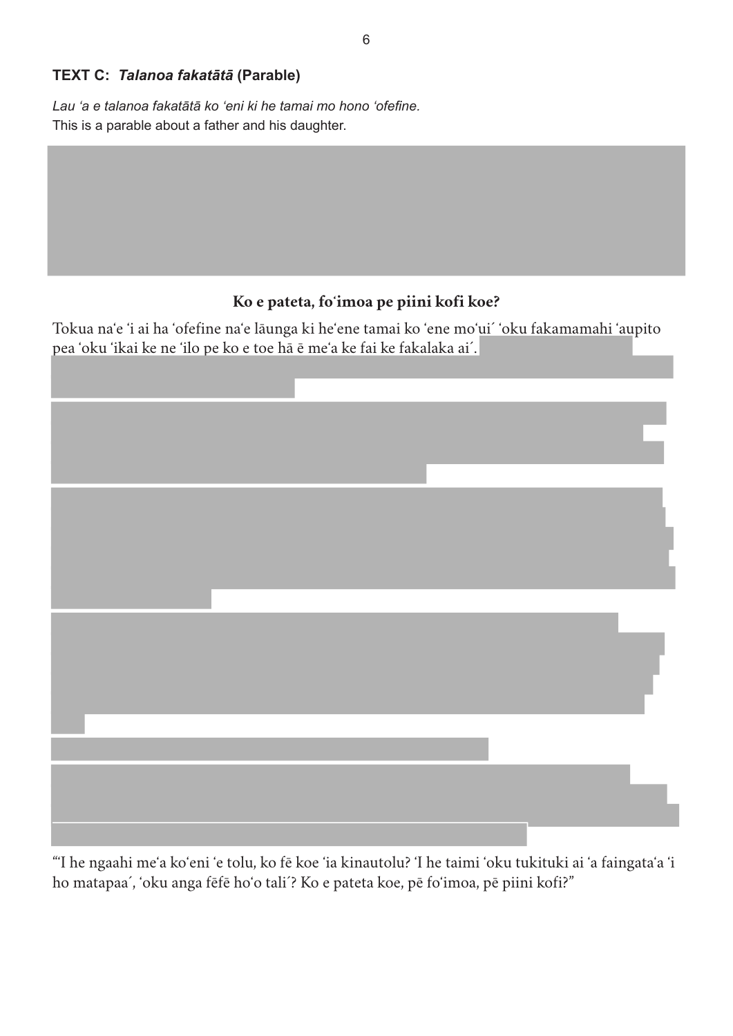## TEXT C: *Talanoa fakatātā* (Parable)

*Lau ʻa e talanoa fakatātā ko ʻeni ki he tamai mo hono ʻofefine.*
This is a parable about a father and his daughter.

### Ko e pateta, foʻimoa pe piini kofi koe?

Tokua naʻe ʻi ai ha ʻofefine naʻe lāunga ki heʻene tamai ko ʻene moʻui´ ʻoku fakamamahi ʻaupito pea ʻoku ʻikai ke ne ʻilo pe ko e toe hā ē meʻa ke fai ke fakalaka ai´.

"ʻI he ngaahi meʻa koʻeni ʻe tolu, ko fē koe ʻia kinautolu? ʻI he taimi ʻoku tukituki ai ʻa faingataʻa ʻi ho matapaa´, ʻoku anga fēfē hoʻo tali´? Ko e pateta koe, pē foʻimoa, pē piini kofi?"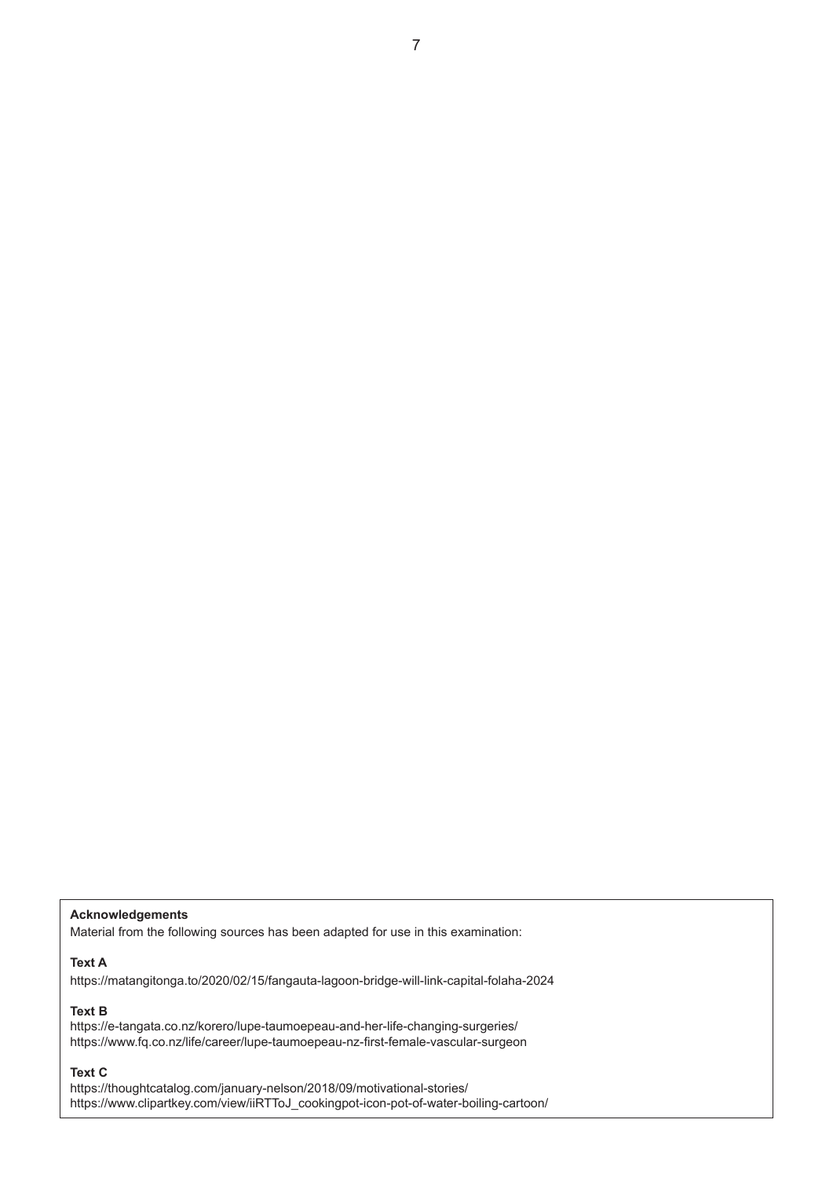**Acknowledgements**

Material from the following sources has been adapted for use in this examination:

**Text A**

https://matangitonga.to/2020/02/15/fangauta-lagoon-bridge-will-link-capital-folaha-2024

**Text B**

https://e-tangata.co.nz/korero/lupe-taumoepeau-and-her-life-changing-surgeries/
https://www.fq.co.nz/life/career/lupe-taumoepeau-nz-first-female-vascular-surgeon

**Text C**

https://thoughtcatalog.com/january-nelson/2018/09/motivational-stories/
https://www.clipartkey.com/view/iiRTToJ_cookingpot-icon-pot-of-water-boiling-cartoon/